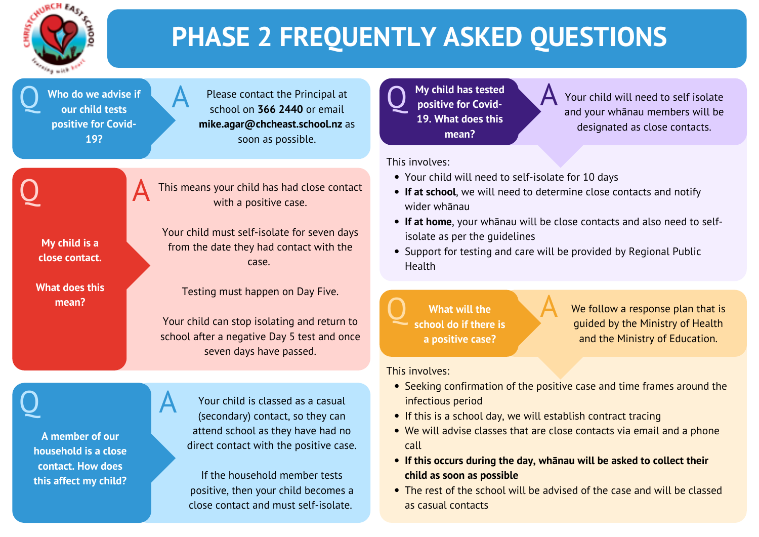# PHASE 2 FREQUENTLY ASKED QUESTIONS

**Q: Who do we advise if our child tests positive for Covid-19?**

**A:** Please contact the Principal at school on **366 2440** or email **mike.agar@chcheast.school.nz** as soon as possible.

**Q: My child is a close contact. What does this mean?**

**A:** This means your child has had close contact with a positive case.

Your child must self-isolate for seven days from the date they had contact with the case.

Testing must happen on Day Five.

Your child can stop isolating and return to school after a negative Day 5 test and once seven days have passed.

**Q: A member of our household is a close contact. How does this affect my child?**

**A:** Your child is classed as a casual (secondary) contact, so they can attend school as they have had no direct contact with the positive case.

If the household member tests positive, then your child becomes a close contact and must self-isolate.

**Q: My child has tested positive for Covid-19. What does this mean?**

**A:** Your child will need to self isolate and your whānau members will be designated as close contacts.

This involves:

- Your child will need to self-isolate for 10 days
- **If at school**, we will need to determine close contacts and notify wider whānau
- **If at home**, your whānau will be close contacts and also need to self-isolate as per the guidelines
- Support for testing and care will be provided by Regional Public Health

**Q: What will the school do if there is a positive case?**

**A:** We follow a response plan that is guided by the Ministry of Health and the Ministry of Education.

This involves:

- Seeking confirmation of the positive case and time frames around the infectious period
- If this is a school day, we will establish contract tracing
- We will advise classes that are close contacts via email and a phone call
- **If this occurs during the day, whānau will be asked to collect their child as soon as possible**
- The rest of the school will be advised of the case and will be classed as casual contacts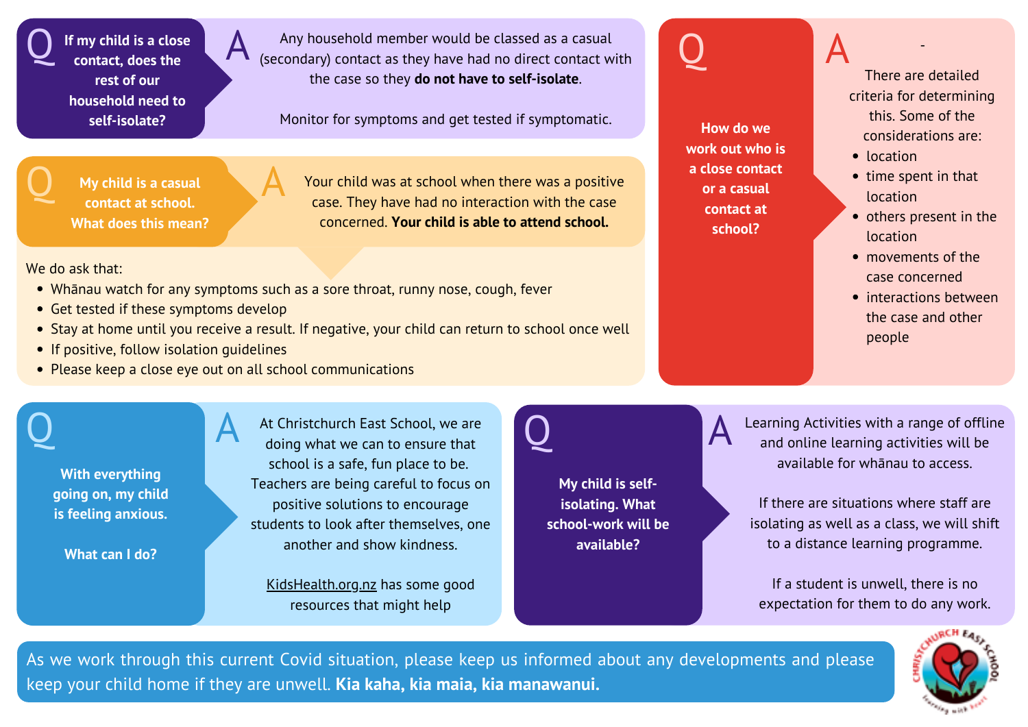**Q: If my child is a close contact, does the rest of our household need to self-isolate?**

**A:** Any household member would be classed as a casual (secondary) contact as they have had no direct contact with the case so they **do not have to self-isolate**.

Monitor for symptoms and get tested if symptomatic.

**Q: My child is a casual contact at school. What does this mean?**

**A:** Your child was at school when there was a positive case. They have had no interaction with the case concerned. **Your child is able to attend school.**

We do ask that:

- Whānau watch for any symptoms such as a sore throat, runny nose, cough, fever
- Get tested if these symptoms develop
- Stay at home until you receive a result. If negative, your child can return to school once well
- If positive, follow isolation guidelines
- Please keep a close eye out on all school communications

**Q: How do we work out who is a close contact or a casual contact at school?**

**A:** -

There are detailed criteria for determining this. Some of the considerations are:

- location
- time spent in that location
- others present in the location
- movements of the case concerned
- interactions between the case and other people

**Q: With everything going on, my child is feeling anxious. What can I do?**

**A:** At Christchurch East School, we are doing what we can to ensure that school is a safe, fun place to be. Teachers are being careful to focus on positive solutions to encourage students to look after themselves, one another and show kindness.

KidsHealth.org.nz has some good resources that might help

**Q: My child is self-isolating. What school-work will be available?**

**A:** Learning Activities with a range of offline and online learning activities will be available for whānau to access.

If there are situations where staff are isolating as well as a class, we will shift to a distance learning programme.

If a student is unwell, there is no expectation for them to do any work.

As we work through this current Covid situation, please keep us informed about any developments and please keep your child home if they are unwell. **Kia kaha, kia maia, kia manawanui.**

Christchurch East School – Learning with heart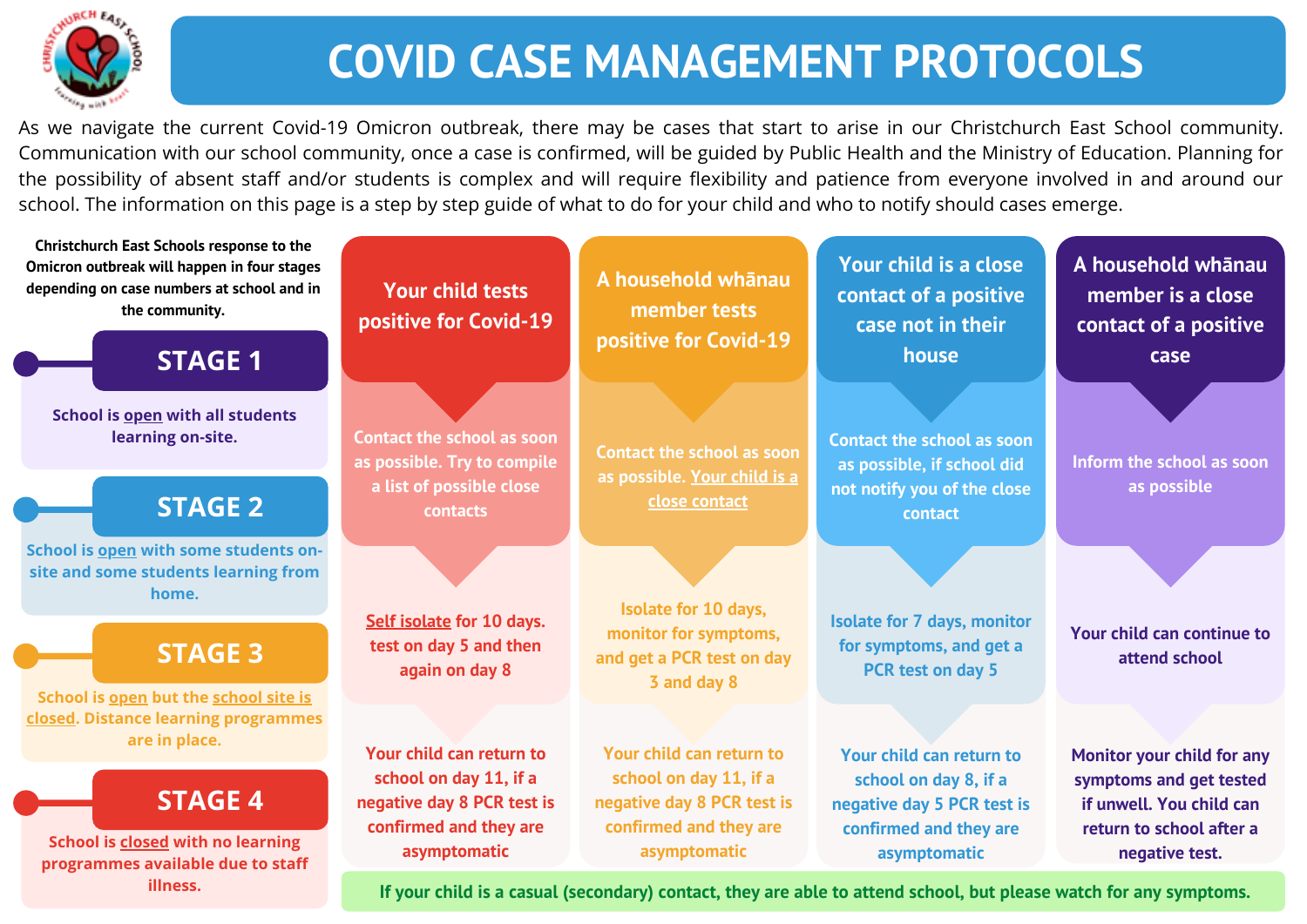# COVID CASE MANAGEMENT PROTOCOLS

As we navigate the current Covid-19 Omicron outbreak, there may be cases that start to arise in our Christchurch East School community. Communication with our school community, once a case is confirmed, will be guided by Public Health and the Ministry of Education. Planning for the possibility of absent staff and/or students is complex and will require flexibility and patience from everyone involved in and around our school. The information on this page is a step by step guide of what to do for your child and who to notify should cases emerge.

**Christchurch East Schools response to the Omicron outbreak will happen in four stages depending on case numbers at school and in the community.**

## STAGE 1

School is open with all students learning on-site.

## STAGE 2

School is open with some students on-site and some students learning from home.

## STAGE 3

School is open but the school site is closed. Distance learning programmes are in place.

## STAGE 4

School is closed with no learning programmes available due to staff illness.

| Your child tests positive for Covid-19 | A household whānau member tests positive for Covid-19 | Your child is a close contact of a positive case not in their house | A household whānau member is a close contact of a positive case |
|---|---|---|---|
| Contact the school as soon as possible. Try to compile a list of possible close contacts | Contact the school as soon as possible. Your child is a close contact | Contact the school as soon as possible, if school did not notify you of the close contact | Inform the school as soon as possible |
| Self isolate for 10 days. test on day 5 and then again on day 8 | Isolate for 10 days, monitor for symptoms, and get a PCR test on day 3 and day 8 | Isolate for 7 days, monitor for symptoms, and get a PCR test on day 5 | Your child can continue to attend school |
| Your child can return to school on day 11, if a negative day 8 PCR test is confirmed and they are asymptomatic | Your child can return to school on day 11, if a negative day 8 PCR test is confirmed and they are asymptomatic | Your child can return to school on day 8, if a negative day 5 PCR test is confirmed and they are asymptomatic | Monitor your child for any symptoms and get tested if unwell. You child can return to school after a negative test. |

**If your child is a casual (secondary) contact, they are able to attend school, but please watch for any symptoms.**